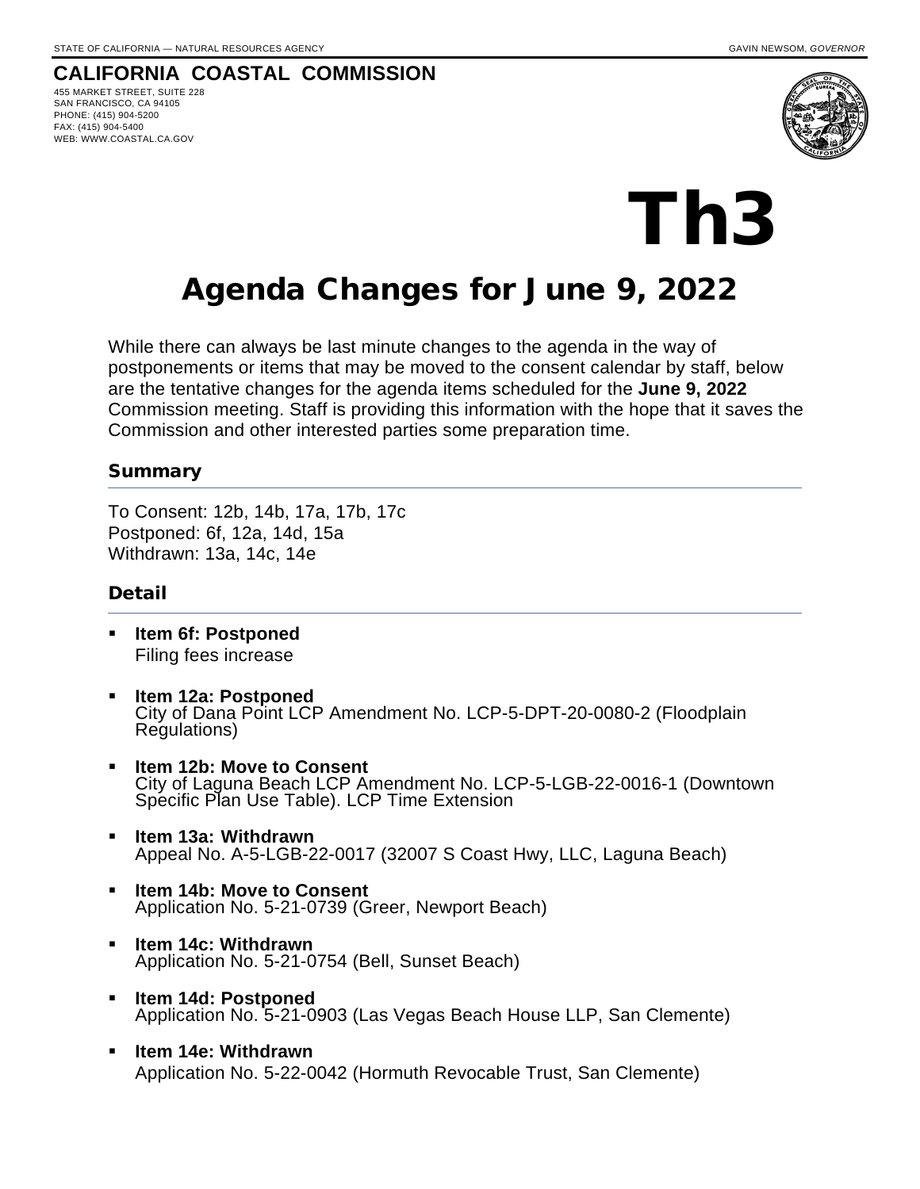STATE OF CALIFORNIA — NATURAL RESOURCES AGENCY GAVIN NEWSOM, *GOVERNOR*

**CALIFORNIA COASTAL COMMISSION**
455 MARKET STREET, SUITE 228
SAN FRANCISCO, CA 94105
PHONE: (415) 904-5200
FAX: (415) 904-5400
WEB: WWW.COASTAL.CA.GOV

# Th3

# Agenda Changes for June 9, 2022

While there can always be last minute changes to the agenda in the way of postponements or items that may be moved to the consent calendar by staff, below are the tentative changes for the agenda items scheduled for the **June 9, 2022** Commission meeting. Staff is providing this information with the hope that it saves the Commission and other interested parties some preparation time.

## Summary

To Consent: 12b, 14b, 17a, 17b, 17c
Postponed: 6f, 12a, 14d, 15a
Withdrawn: 13a, 14c, 14e

## Detail

- **Item 6f: Postponed**
  Filing fees increase

- **Item 12a: Postponed**
  City of Dana Point LCP Amendment No. LCP-5-DPT-20-0080-2 (Floodplain Regulations)

- **Item 12b: Move to Consent**
  City of Laguna Beach LCP Amendment No. LCP-5-LGB-22-0016-1 (Downtown Specific Plan Use Table). LCP Time Extension

- **Item 13a: Withdrawn**
  Appeal No. A-5-LGB-22-0017 (32007 S Coast Hwy, LLC, Laguna Beach)

- **Item 14b: Move to Consent**
  Application No. 5-21-0739 (Greer, Newport Beach)

- **Item 14c: Withdrawn**
  Application No. 5-21-0754 (Bell, Sunset Beach)

- **Item 14d: Postponed**
  Application No. 5-21-0903 (Las Vegas Beach House LLP, San Clemente)

- **Item 14e: Withdrawn**
  Application No. 5-22-0042 (Hormuth Revocable Trust, San Clemente)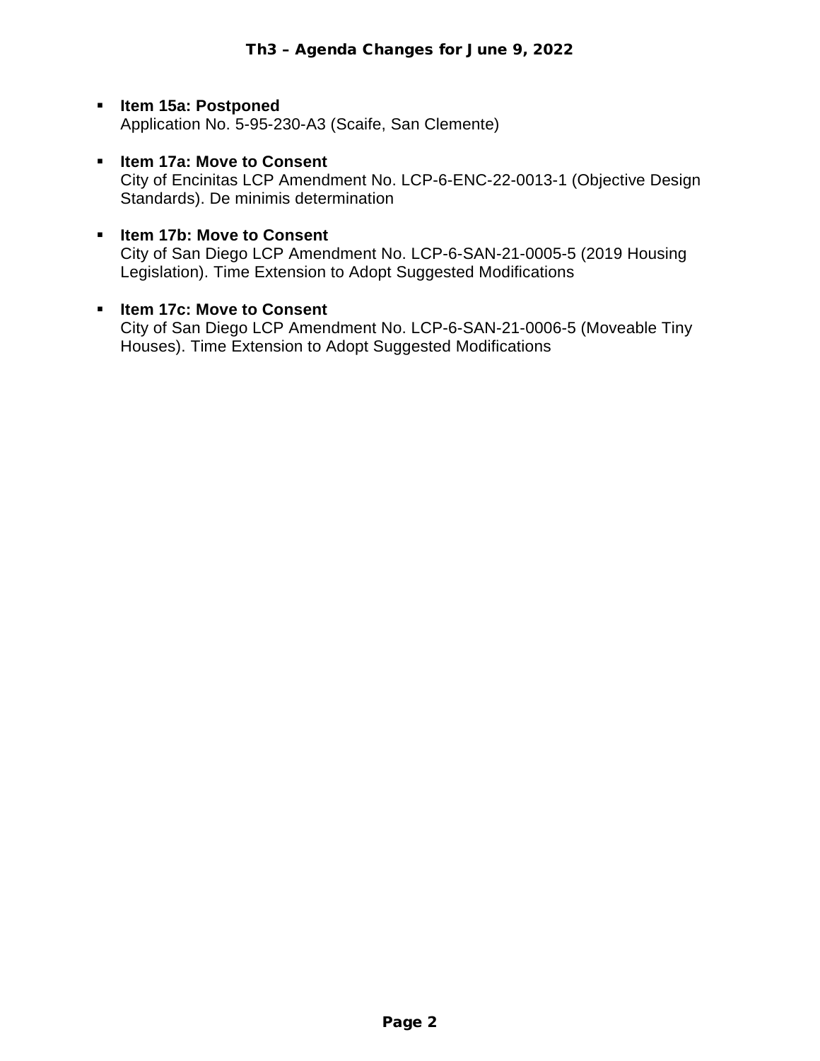# Th3 – Agenda Changes for June 9, 2022

- **Item 15a: Postponed**
  Application No. 5-95-230-A3 (Scaife, San Clemente)

- **Item 17a: Move to Consent**
  City of Encinitas LCP Amendment No. LCP-6-ENC-22-0013-1 (Objective Design Standards). De minimis determination

- **Item 17b: Move to Consent**
  City of San Diego LCP Amendment No. LCP-6-SAN-21-0005-5 (2019 Housing Legislation). Time Extension to Adopt Suggested Modifications

- **Item 17c: Move to Consent**
  City of San Diego LCP Amendment No. LCP-6-SAN-21-0006-5 (Moveable Tiny Houses). Time Extension to Adopt Suggested Modifications